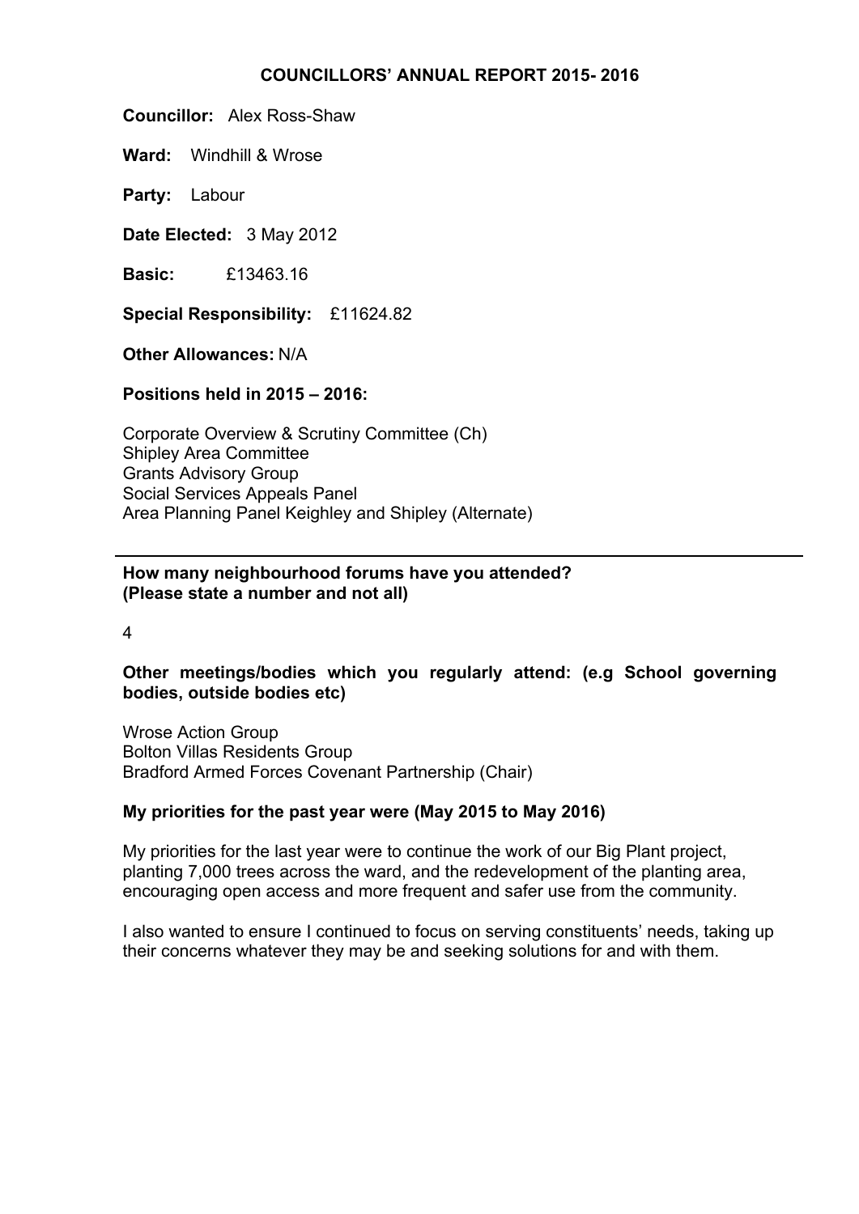# COUNCILLORS' ANNUAL REPORT 2015- 2016

**Councillor:** Alex Ross-Shaw

**Ward:** Windhill & Wrose

**Party:** Labour

**Date Elected:** 3 May 2012

**Basic:** £13463.16

**Special Responsibility:** £11624.82

**Other Allowances:** N/A

**Positions held in 2015 – 2016:**

Corporate Overview & Scrutiny Committee (Ch)
Shipley Area Committee
Grants Advisory Group
Social Services Appeals Panel
Area Planning Panel Keighley and Shipley (Alternate)

---

**How many neighbourhood forums have you attended? (Please state a number and not all)**

4

**Other meetings/bodies which you regularly attend: (e.g School governing bodies, outside bodies etc)**

Wrose Action Group
Bolton Villas Residents Group
Bradford Armed Forces Covenant Partnership (Chair)

**My priorities for the past year were (May 2015 to May 2016)**

My priorities for the last year were to continue the work of our Big Plant project, planting 7,000 trees across the ward, and the redevelopment of the planting area, encouraging open access and more frequent and safer use from the community.

I also wanted to ensure I continued to focus on serving constituents' needs, taking up their concerns whatever they may be and seeking solutions for and with them.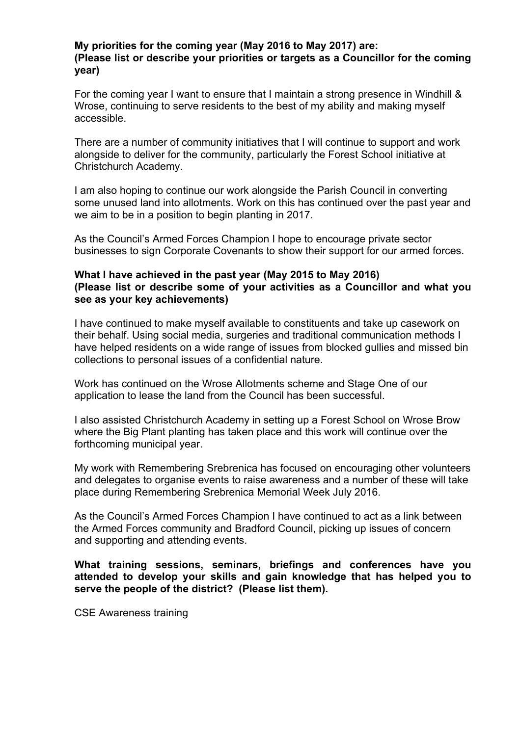**My priorities for the coming year (May 2016 to May 2017) are:**
**(Please list or describe your priorities or targets as a Councillor for the coming year)**

For the coming year I want to ensure that I maintain a strong presence in Windhill & Wrose, continuing to serve residents to the best of my ability and making myself accessible.

There are a number of community initiatives that I will continue to support and work alongside to deliver for the community, particularly the Forest School initiative at Christchurch Academy.

I am also hoping to continue our work alongside the Parish Council in converting some unused land into allotments. Work on this has continued over the past year and we aim to be in a position to begin planting in 2017.

As the Council's Armed Forces Champion I hope to encourage private sector businesses to sign Corporate Covenants to show their support for our armed forces.

**What I have achieved in the past year (May 2015 to May 2016)**
**(Please list or describe some of your activities as a Councillor and what you see as your key achievements)**

I have continued to make myself available to constituents and take up casework on their behalf. Using social media, surgeries and traditional communication methods I have helped residents on a wide range of issues from blocked gullies and missed bin collections to personal issues of a confidential nature.

Work has continued on the Wrose Allotments scheme and Stage One of our application to lease the land from the Council has been successful.

I also assisted Christchurch Academy in setting up a Forest School on Wrose Brow where the Big Plant planting has taken place and this work will continue over the forthcoming municipal year.

My work with Remembering Srebrenica has focused on encouraging other volunteers and delegates to organise events to raise awareness and a number of these will take place during Remembering Srebrenica Memorial Week July 2016.

As the Council's Armed Forces Champion I have continued to act as a link between the Armed Forces community and Bradford Council, picking up issues of concern and supporting and attending events.

**What training sessions, seminars, briefings and conferences have you attended to develop your skills and gain knowledge that has helped you to serve the people of the district? (Please list them).**

CSE Awareness training